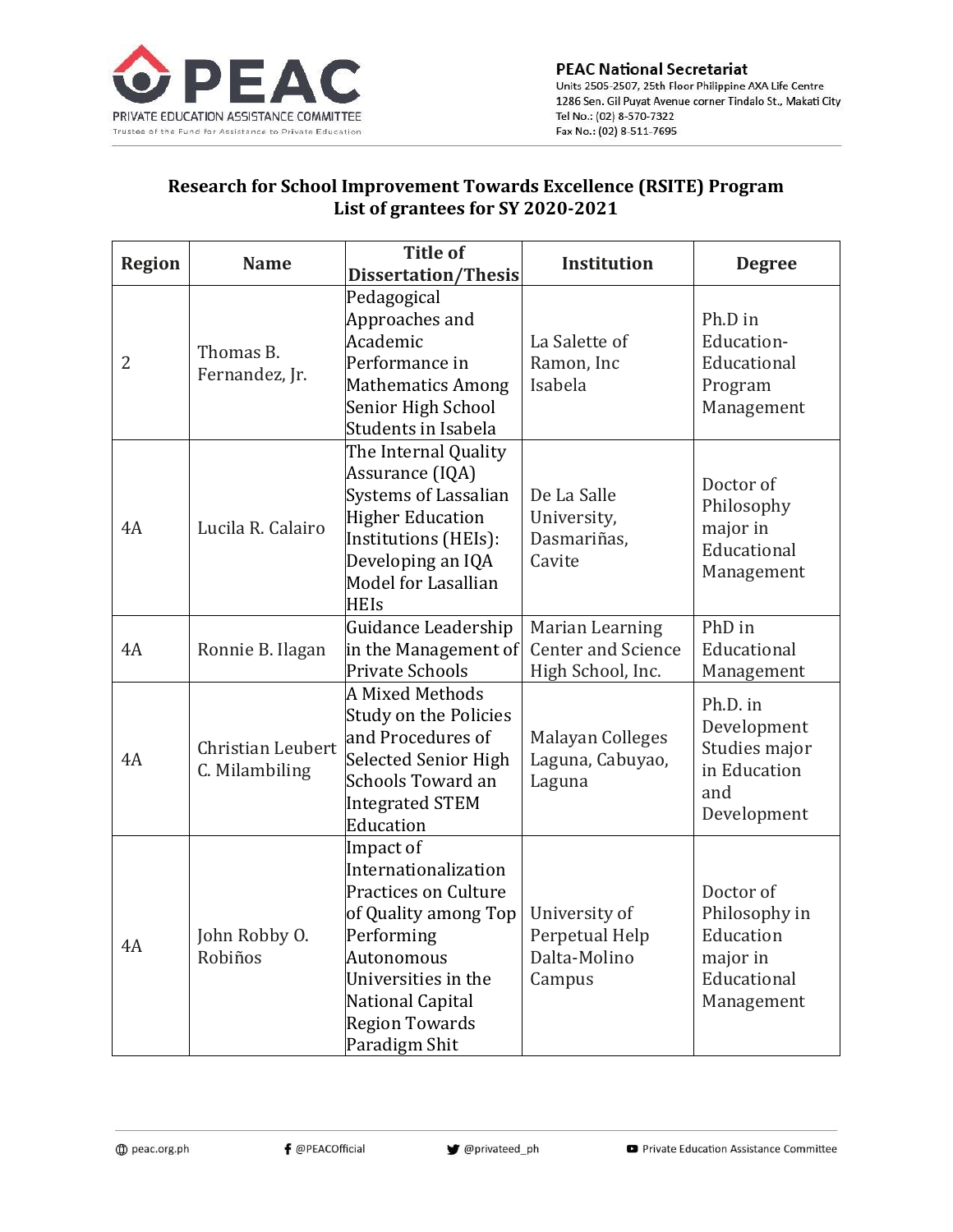# Research for School Improvement Towards Excellence (RSITE) Program
## List of grantees for SY 2020-2021

| Region | Name | Title of Dissertation/Thesis | Institution | Degree |
| --- | --- | --- | --- | --- |
| 2 | Thomas B. Fernandez, Jr. | Pedagogical Approaches and Academic Performance in Mathematics Among Senior High School Students in Isabela | La Salette of Ramon, Inc Isabela | Ph.D in Education-Educational Program Management |
| 4A | Lucila R. Calairo | The Internal Quality Assurance (IQA) Systems of Lassalian Higher Education Institutions (HEIs): Developing an IQA Model for Lasallian HEIs | De La Salle University, Dasmariñas, Cavite | Doctor of Philosophy major in Educational Management |
| 4A | Ronnie B. Ilagan | Guidance Leadership in the Management of Private Schools | Marian Learning Center and Science High School, Inc. | PhD in Educational Management |
| 4A | Christian Leubert C. Milambiling | A Mixed Methods Study on the Policies and Procedures of Selected Senior High Schools Toward an Integrated STEM Education | Malayan Colleges Laguna, Cabuyao, Laguna | Ph.D. in Development Studies major in Education and Development |
| 4A | John Robby O. Robiños | Impact of Internationalization Practices on Culture of Quality among Top Performing Autonomous Universities in the National Capital Region Towards Paradigm Shit | University of Perpetual Help Dalta-Molino Campus | Doctor of Philosophy in Education major in Educational Management |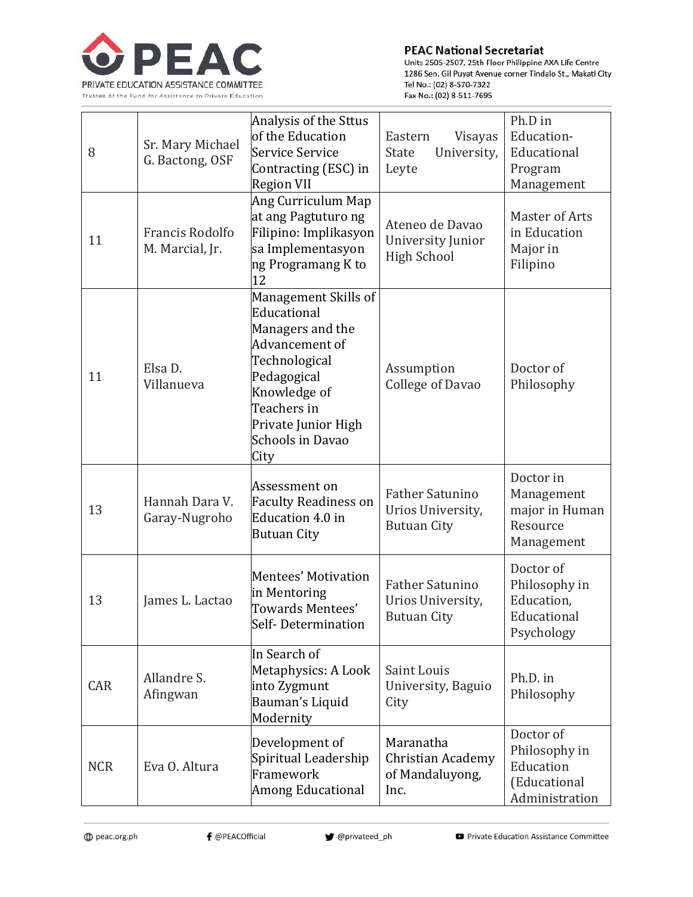| 8 | Sr. Mary Michael G. Bactong, OSF | Analysis of the Sttus of the Education Service Service Contracting (ESC) in Region VII | Eastern Visayas State University, Leyte | Ph.D in Education- Educational Program Management |
|---|---|---|---|---|
| 11 | Francis Rodolfo M. Marcial, Jr. | Ang Curriculum Map at ang Pagtuturo ng Filipino: Implikasyon sa Implementasyon ng Programang K to 12 | Ateneo de Davao University Junior High School | Master of Arts in Education Major in Filipino |
| 11 | Elsa D. Villanueva | Management Skills of Educational Managers and the Advancement of Technological Pedagogical Knowledge of Teachers in Private Junior High Schools in Davao City | Assumption College of Davao | Doctor of Philosophy |
| 13 | Hannah Dara V. Garay-Nugroho | Assessment on Faculty Readiness on Education 4.0 in Butuan City | Father Satunino Urios University, Butuan City | Doctor in Management major in Human Resource Management |
| 13 | James L. Lactao | Mentees' Motivation in Mentoring Towards Mentees' Self- Determination | Father Satunino Urios University, Butuan City | Doctor of Philosophy in Education, Educational Psychology |
| CAR | Allandre S. Afingwan | In Search of Metaphysics: A Look into Zygmunt Bauman's Liquid Modernity | Saint Louis University, Baguio City | Ph.D. in Philosophy |
| NCR | Eva O. Altura | Development of Spiritual Leadership Framework Among Educational | Maranatha Christian Academy of Mandaluyong, Inc. | Doctor of Philosophy in Education (Educational Administration |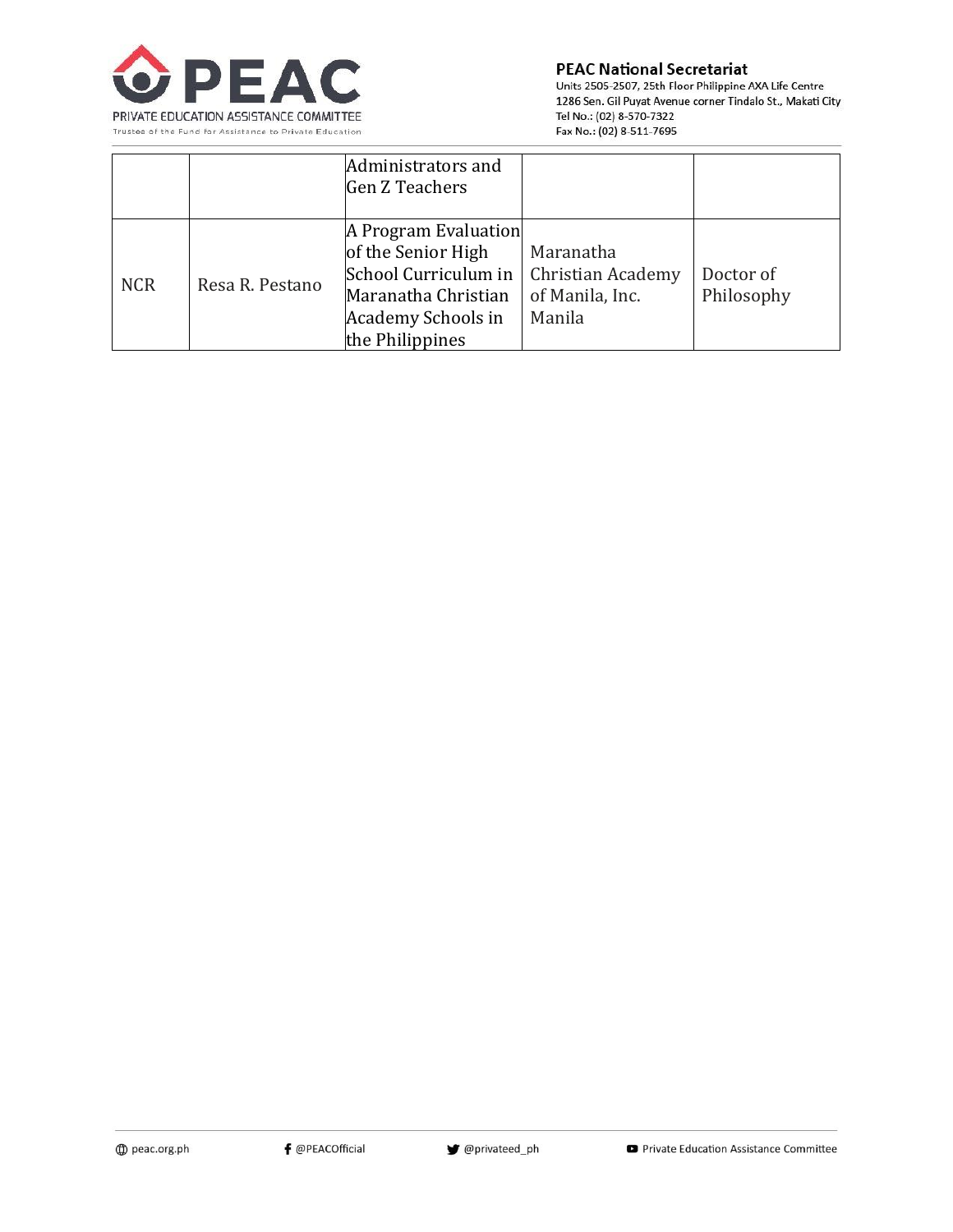| | | | | |
|---|---|---|---|---|
| | | Administrators and Gen Z Teachers | | |
| NCR | Resa R. Pestano | A Program Evaluation of the Senior High School Curriculum in Maranatha Christian Academy Schools in the Philippines | Maranatha Christian Academy of Manila, Inc. Manila | Doctor of Philosophy |